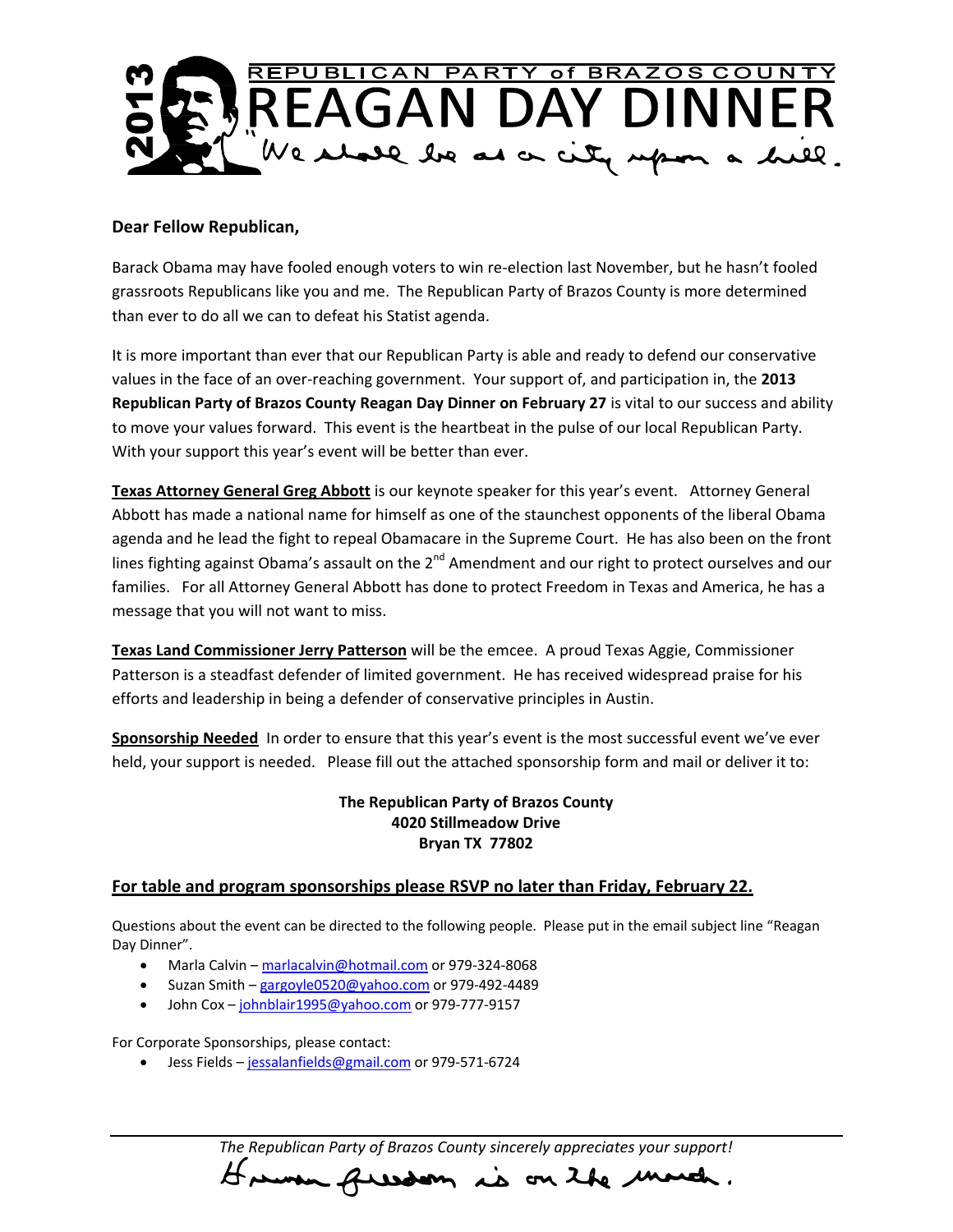# REPUBLICAN PARTY of BRAZOS COUNTY

# 2013 REAGAN DAY DINNER

*"We shall be as a city upon a hill."*

**Dear Fellow Republican,**

Barack Obama may have fooled enough voters to win re-election last November, but he hasn't fooled grassroots Republicans like you and me. The Republican Party of Brazos County is more determined than ever to do all we can to defeat his Statist agenda.

It is more important than ever that our Republican Party is able and ready to defend our conservative values in the face of an over-reaching government. Your support of, and participation in, the **2013 Republican Party of Brazos County Reagan Day Dinner on February 27** is vital to our success and ability to move your values forward. This event is the heartbeat in the pulse of our local Republican Party. With your support this year's event will be better than ever.

**Texas Attorney General Greg Abbott** is our keynote speaker for this year's event. Attorney General Abbott has made a national name for himself as one of the staunchest opponents of the liberal Obama agenda and he lead the fight to repeal Obamacare in the Supreme Court. He has also been on the front lines fighting against Obama's assault on the 2nd Amendment and our right to protect ourselves and our families. For all Attorney General Abbott has done to protect Freedom in Texas and America, he has a message that you will not want to miss.

**Texas Land Commissioner Jerry Patterson** will be the emcee. A proud Texas Aggie, Commissioner Patterson is a steadfast defender of limited government. He has received widespread praise for his efforts and leadership in being a defender of conservative principles in Austin.

**Sponsorship Needed** In order to ensure that this year's event is the most successful event we've ever held, your support is needed. Please fill out the attached sponsorship form and mail or deliver it to:

**The Republican Party of Brazos County**
**4020 Stillmeadow Drive**
**Bryan TX 77802**

**For table and program sponsorships please RSVP no later than Friday, February 22.**

Questions about the event can be directed to the following people. Please put in the email subject line "Reagan Day Dinner".

- Marla Calvin – marlacalvin@hotmail.com or 979-324-8068
- Suzan Smith – gargoyle0520@yahoo.com or 979-492-4489
- John Cox – johnblair1995@yahoo.com or 979-777-9157

For Corporate Sponsorships, please contact:

- Jess Fields – jessalanfields@gmail.com or 979-571-6724

*The Republican Party of Brazos County sincerely appreciates your support!*

*Human freedom is on the march.*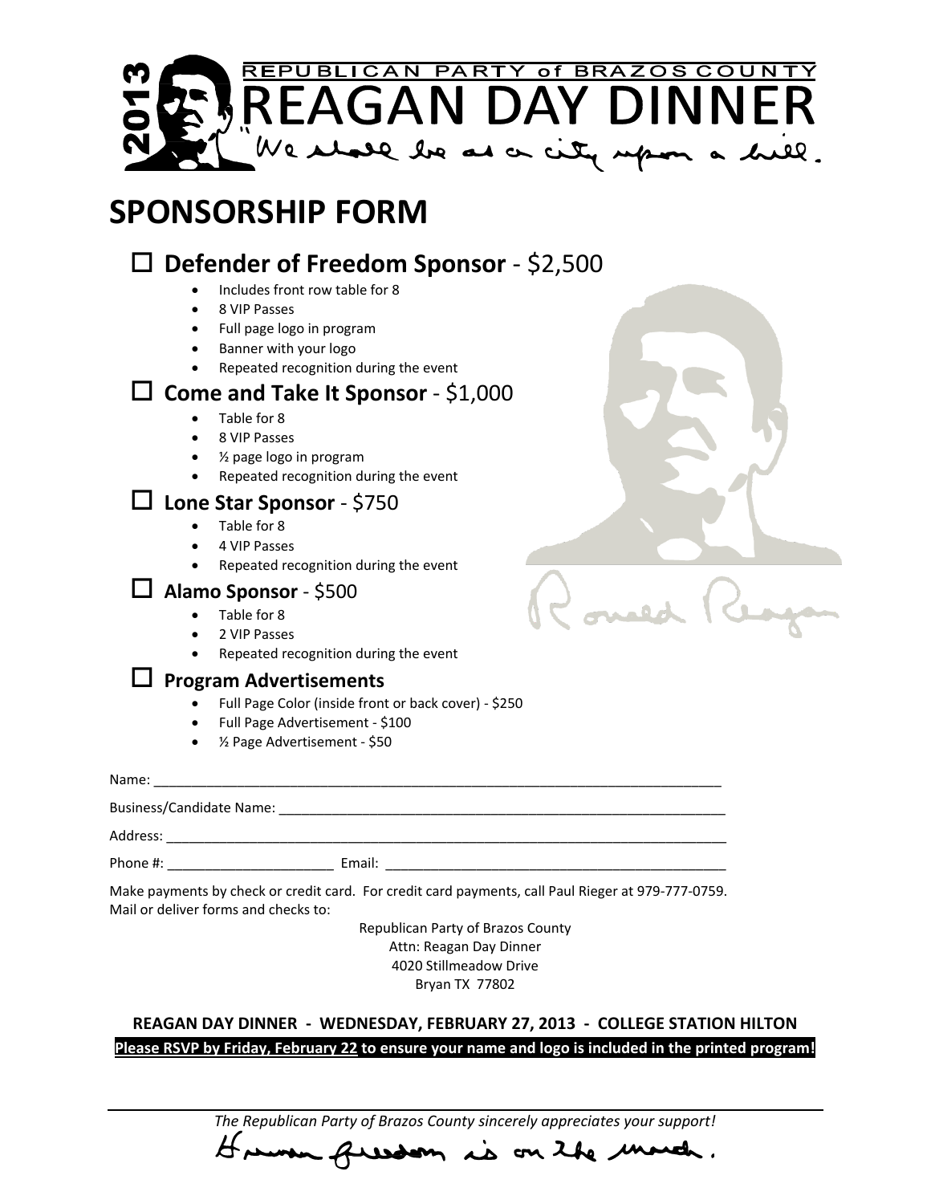2013

REPUBLICAN PARTY of BRAZOS COUNTY

# REAGAN DAY DINNER

"We shall be as a city upon a hill."

## SPONSORSHIP FORM

☐ **Defender of Freedom Sponsor** - $2,500

- Includes front row table for 8
- 8 VIP Passes
- Full page logo in program
- Banner with your logo
- Repeated recognition during the event

☐ **Come and Take It Sponsor** - $1,000

- Table for 8
- 8 VIP Passes
- ½ page logo in program
- Repeated recognition during the event

☐ **Lone Star Sponsor** - $750

- Table for 8
- 4 VIP Passes
- Repeated recognition during the event

☐ **Alamo Sponsor** - $500

- Table for 8
- 2 VIP Passes
- Repeated recognition during the event

☐ **Program Advertisements**

- Full Page Color (inside front or back cover) - $250
- Full Page Advertisement - $100
- ½ Page Advertisement - $50

Name: ____________________________________________________________________________

Business/Candidate Name: ____________________________________________________________

Address: __________________________________________________________________________

Phone #: ______________________ Email: ___________________________________________

Make payments by check or credit card. For credit card payments, call Paul Rieger at 979-777-0759. Mail or deliver forms and checks to:

Republican Party of Brazos County
Attn: Reagan Day Dinner
4020 Stillmeadow Drive
Bryan TX 77802

**REAGAN DAY DINNER - WEDNESDAY, FEBRUARY 27, 2013 - COLLEGE STATION HILTON**

**Please RSVP by Friday, February 22 to ensure your name and logo is included in the printed program!**

*The Republican Party of Brazos County sincerely appreciates your support!*

Human freedom is on the march.